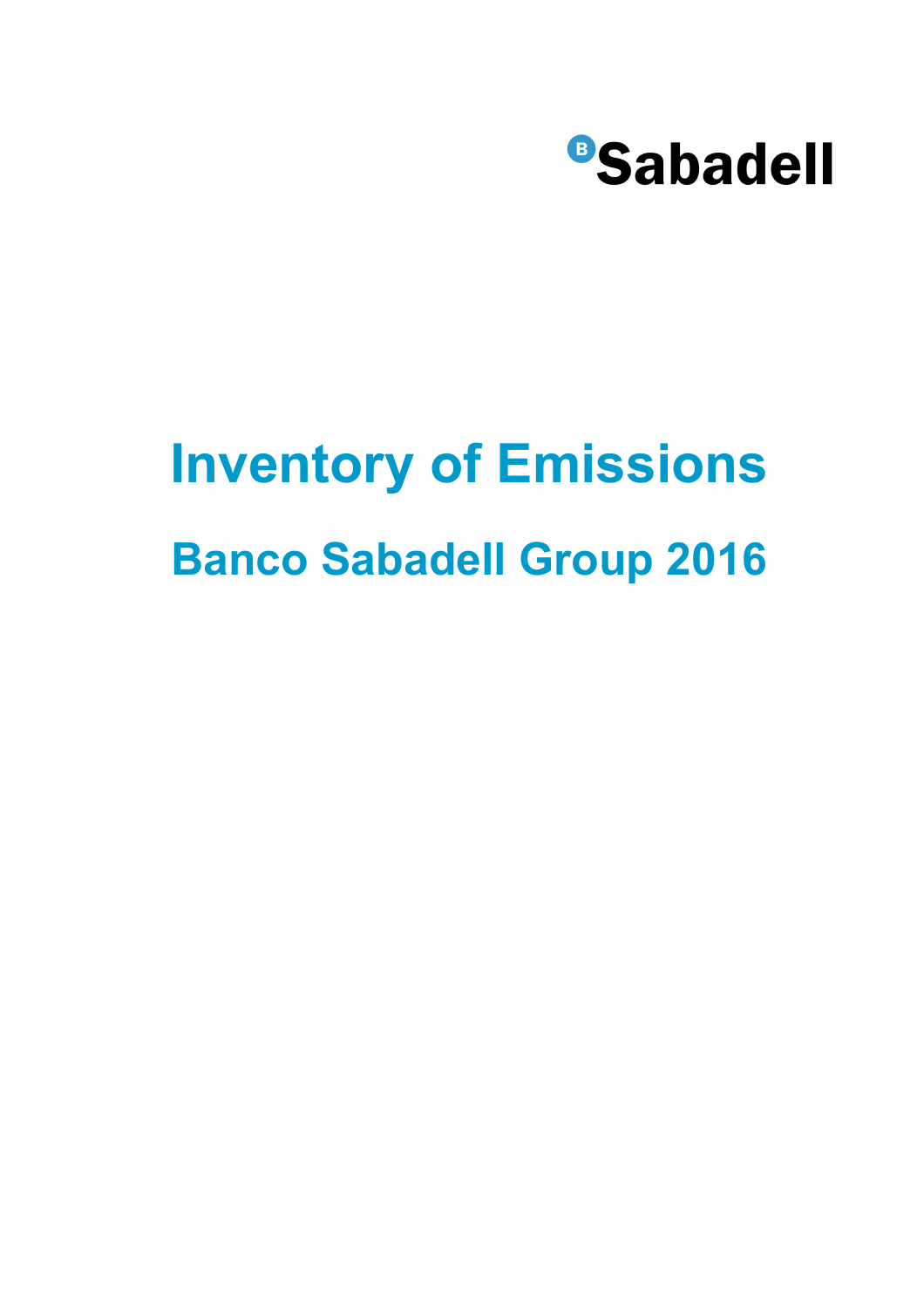Sabadell

# Inventory of Emissions

## Banco Sabadell Group 2016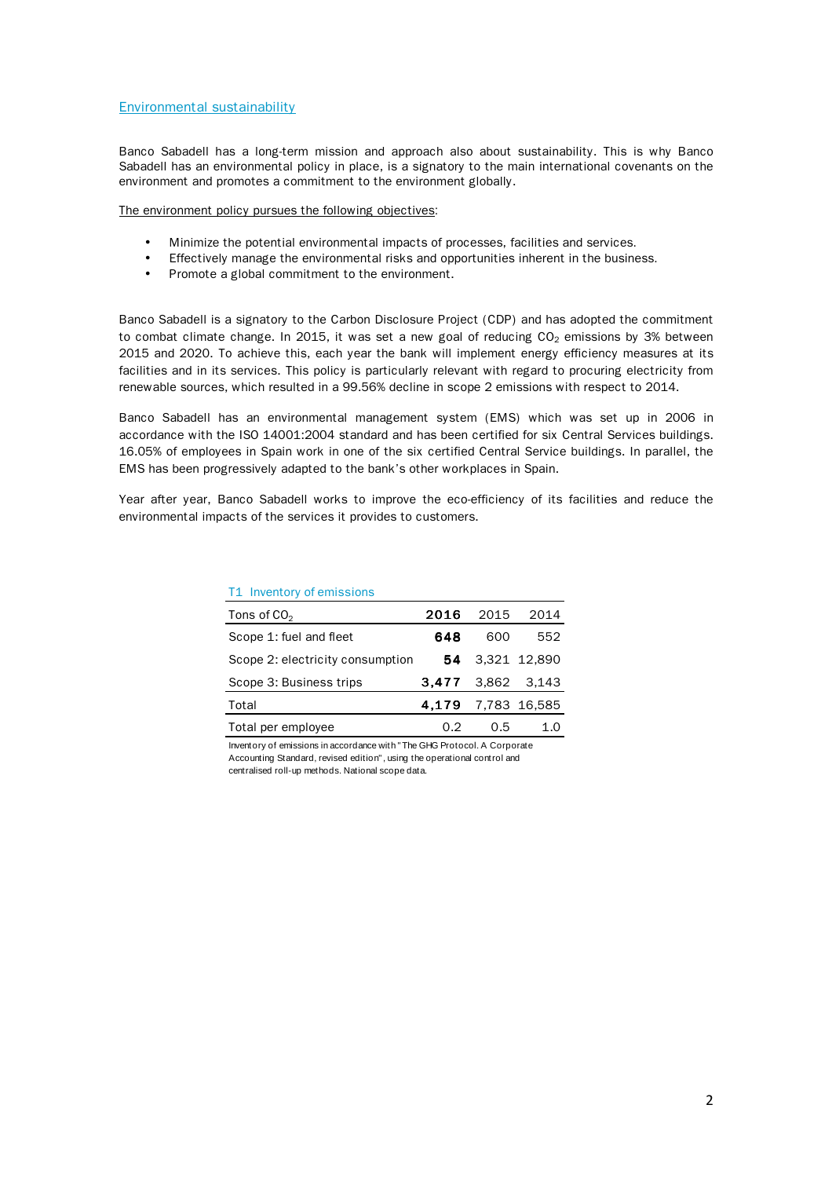## Environmental sustainability

Banco Sabadell has a long-term mission and approach also about sustainability. This is why Banco Sabadell has an environmental policy in place, is a signatory to the main international covenants on the environment and promotes a commitment to the environment globally.

The environment policy pursues the following objectives:

- Minimize the potential environmental impacts of processes, facilities and services.
- Effectively manage the environmental risks and opportunities inherent in the business.
- Promote a global commitment to the environment.

Banco Sabadell is a signatory to the Carbon Disclosure Project (CDP) and has adopted the commitment to combat climate change. In 2015, it was set a new goal of reducing $CO_2$ emissions by 3% between 2015 and 2020. To achieve this, each year the bank will implement energy efficiency measures at its facilities and in its services. This policy is particularly relevant with regard to procuring electricity from renewable sources, which resulted in a 99.56% decline in scope 2 emissions with respect to 2014.

Banco Sabadell has an environmental management system (EMS) which was set up in 2006 in accordance with the ISO 14001:2004 standard and has been certified for six Central Services buildings. 16.05% of employees in Spain work in one of the six certified Central Service buildings. In parallel, the EMS has been progressively adapted to the bank's other workplaces in Spain.

Year after year, Banco Sabadell works to improve the eco-efficiency of its facilities and reduce the environmental impacts of the services it provides to customers.

T1 Inventory of emissions

| Tons of $CO_2$ | **2016** | 2015 | 2014 |
|---|---|---|---|
| Scope 1: fuel and fleet | **648** | 600 | 552 |
| Scope 2: electricity consumption | **54** | 3,321 | 12,890 |
| Scope 3: Business trips | **3,477** | 3,862 | 3,143 |
| Total | **4,179** | 7,783 | 16,585 |
| Total per employee | 0.2 | 0.5 | 1.0 |

Inventory of emissions in accordance with "The GHG Protocol. A Corporate Accounting Standard, revised edition", using the operational control and centralised roll-up methods. National scope data.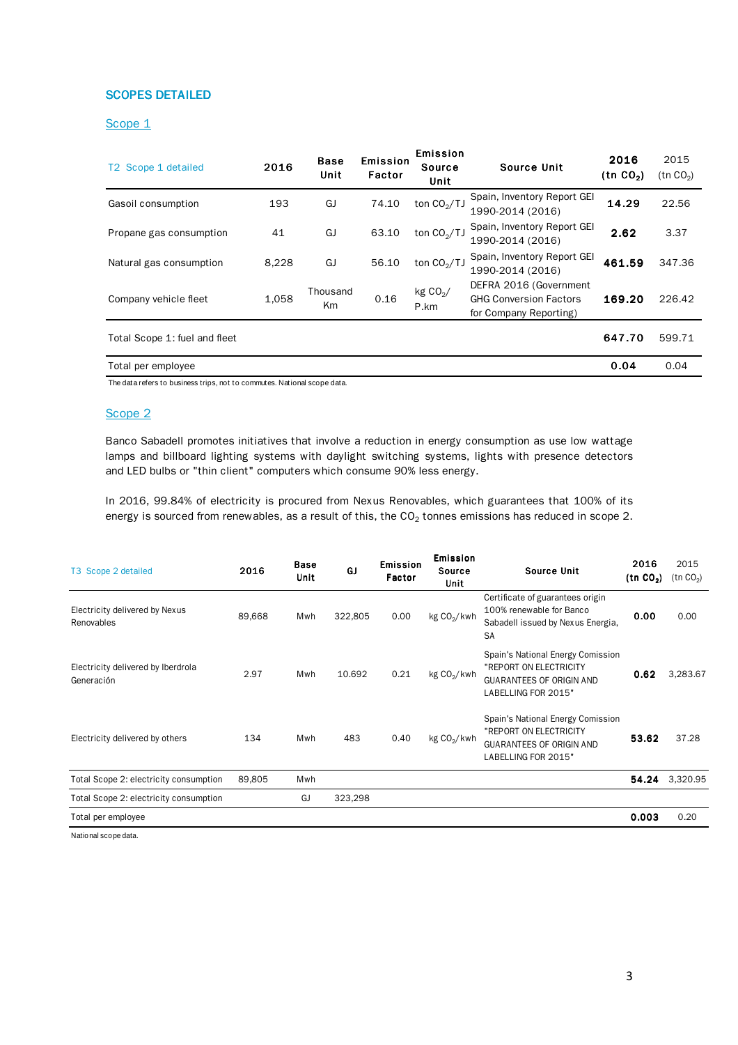## SCOPES DETAILED

### Scope 1

| T2 Scope 1 detailed | 2016 | Base Unit | Emission Factor | Emission Source Unit | Source Unit | 2016 (tn $CO_2$) | 2015 (tn $CO_2$) |
|---|---|---|---|---|---|---|---|
| Gasoil consumption | 193 | GJ | 74.10 | ton $CO_2$/TJ | Spain, Inventory Report GEI 1990-2014 (2016) | **14.29** | 22.56 |
| Propane gas consumption | 41 | GJ | 63.10 | ton $CO_2$/TJ | Spain, Inventory Report GEI 1990-2014 (2016) | **2.62** | 3.37 |
| Natural gas consumption | 8,228 | GJ | 56.10 | ton $CO_2$/TJ | Spain, Inventory Report GEI 1990-2014 (2016) | **461.59** | 347.36 |
| Company vehicle fleet | 1,058 | Thousand Km | 0.16 | kg $CO_2$/ P.km | DEFRA 2016 (Government GHG Conversion Factors for Company Reporting) | **169.20** | 226.42 |
| Total Scope 1: fuel and fleet | | | | | | **647.70** | 599.71 |
| Total per employee | | | | | | **0.04** | 0.04 |

The data refers to business trips, not to commutes. National scope data.

### Scope 2

Banco Sabadell promotes initiatives that involve a reduction in energy consumption as use low wattage lamps and billboard lighting systems with daylight switching systems, lights with presence detectors and LED bulbs or "thin client" computers which consume 90% less energy.

In 2016, 99.84% of electricity is procured from Nexus Renovables, which guarantees that 100% of its energy is sourced from renewables, as a result of this, the $CO_2$ tonnes emissions has reduced in scope 2.

| T3 Scope 2 detailed | 2016 | Base Unit | GJ | Emission Factor | Emission Source Unit | Source Unit | 2016 (tn $CO_2$) | 2015 (tn $CO_2$) |
|---|---|---|---|---|---|---|---|---|
| Electricity delivered by Nexus Renovables | 89,668 | Mwh | 322,805 | 0.00 | kg $CO_2$/kwh | Certificate of guarantees origin 100% renewable for Banco Sabadell issued by Nexus Energia, SA | **0.00** | 0.00 |
| Electricity delivered by Iberdrola Generación | 2.97 | Mwh | 10.692 | 0.21 | kg $CO_2$/kwh | Spain's National Energy Comission "REPORT ON ELECTRICITY GUARANTEES OF ORIGIN AND LABELLING FOR 2015" | **0.62** | 3,283.67 |
| Electricity delivered by others | 134 | Mwh | 483 | 0.40 | kg $CO_2$/kwh | Spain's National Energy Comission "REPORT ON ELECTRICITY GUARANTEES OF ORIGIN AND LABELLING FOR 2015" | **53.62** | 37.28 |
| Total Scope 2: electricity consumption | 89,805 | Mwh | | | | | **54.24** | 3,320.95 |
| Total Scope 2: electricity consumption | | GJ | 323,298 | | | | | |
| Total per employee | | | | | | | **0.003** | 0.20 |

National scope data.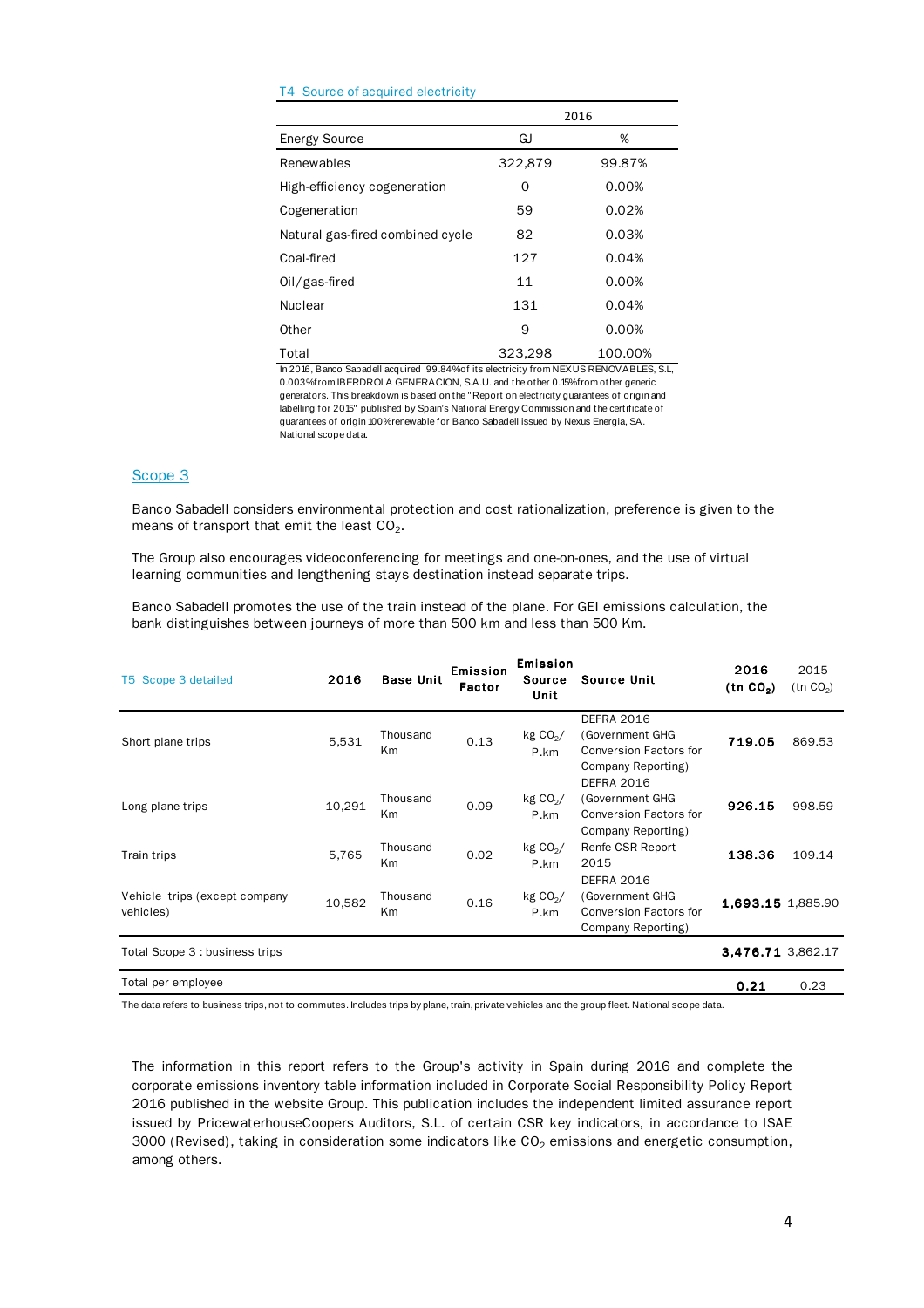T4 Source of acquired electricity

| | 2016 | |
|---|---|---|
| Energy Source | GJ | % |
| Renewables | 322,879 | 99.87% |
| High-efficiency cogeneration | 0 | 0.00% |
| Cogeneration | 59 | 0.02% |
| Natural gas-fired combined cycle | 82 | 0.03% |
| Coal-fired | 127 | 0.04% |
| Oil/gas-fired | 11 | 0.00% |
| Nuclear | 131 | 0.04% |
| Other | 9 | 0.00% |
| Total | 323,298 | 100.00% |

In 2016, Banco Sabadell acquired 99.84% of its electricity from NEXUS RENOVABLES, S.L, 0.003% from IBERDROLA GENERACION, S.A.U. and the other 0.15% from other generic generators. This breakdown is based on the "Report on electricity guarantees of origin and labelling for 2015" published by Spain's National Energy Commission and the certificate of guarantees of origin 100% renewable for Banco Sabadell issued by Nexus Energia, SA. National scope data.

## Scope 3

Banco Sabadell considers environmental protection and cost rationalization, preference is given to the means of transport that emit the least $CO_2$.

The Group also encourages videoconferencing for meetings and one-on-ones, and the use of virtual learning communities and lengthening stays destination instead separate trips.

Banco Sabadell promotes the use of the train instead of the plane. For GEI emissions calculation, the bank distinguishes between journeys of more than 500 km and less than 500 Km.

| T5 Scope 3 detailed | 2016 | Base Unit | Emission Factor | Emission Source Unit | Source Unit | 2016 (tn $CO_2$) | 2015 (tn $CO_2$) |
|---|---|---|---|---|---|---|---|
| Short plane trips | 5,531 | Thousand Km | 0.13 | kg $CO_2$/ P.km | DEFRA 2016 (Government GHG Conversion Factors for Company Reporting) | **719.05** | 869.53 |
| Long plane trips | 10,291 | Thousand Km | 0.09 | kg $CO_2$/ P.km | DEFRA 2016 (Government GHG Conversion Factors for Company Reporting) | **926.15** | 998.59 |
| Train trips | 5,765 | Thousand Km | 0.02 | kg $CO_2$/ P.km | Renfe CSR Report 2015 | **138.36** | 109.14 |
| Vehicle trips (except company vehicles) | 10,582 | Thousand Km | 0.16 | kg $CO_2$/ P.km | DEFRA 2016 (Government GHG Conversion Factors for Company Reporting) | **1,693.15** | 1,885.90 |
| Total Scope 3 : business trips | | | | | | **3,476.71** | 3,862.17 |
| Total per employee | | | | | | **0.21** | 0.23 |

The data refers to business trips, not to commutes. Includes trips by plane, train, private vehicles and the group fleet. National scope data.

The information in this report refers to the Group's activity in Spain during 2016 and complete the corporate emissions inventory table information included in Corporate Social Responsibility Policy Report 2016 published in the website Group. This publication includes the independent limited assurance report issued by PricewaterhouseCoopers Auditors, S.L. of certain CSR key indicators, in accordance to ISAE 3000 (Revised), taking in consideration some indicators like $CO_2$ emissions and energetic consumption, among others.